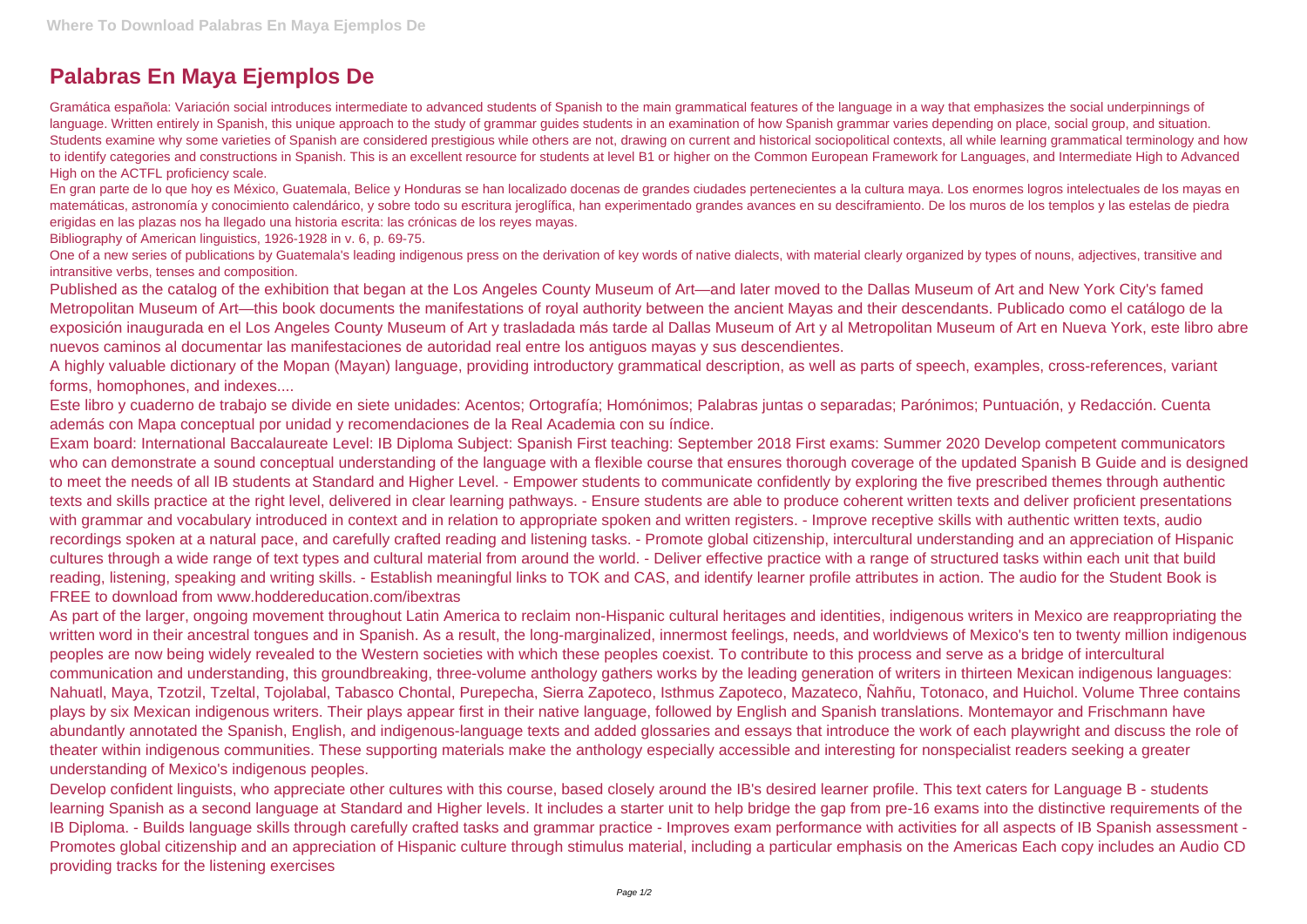# Palabras En Maya Ejemplos De

Gramática española: Variación social introduces intermediate to advanced students of Spanish to the main grammatical features of the language in a way that emphasizes the social underpinnings of language. Written entirely in Spanish, this unique approach to the study of grammar guides students in an examination of how Spanish grammar varies depending on place, social group, and situation. Students examine why some varieties of Spanish are considered prestigious while others are not, drawing on current and historical sociopolitical contexts, all while learning grammatical terminology and how to identify categories and constructions in Spanish. This is an excellent resource for students at level B1 or higher on the Common European Framework for Languages, and Intermediate High to Advanced High on the ACTFL proficiency scale.

En gran parte de lo que hoy es México, Guatemala, Belice y Honduras se han localizado docenas de grandes ciudades pertenecientes a la cultura maya. Los enormes logros intelectuales de los mayas en matemáticas, astronomía y conocimiento calendárico, y sobre todo su escritura jeroglífica, han experimentado grandes avances en su desciframiento. De los muros de los templos y las estelas de piedra erigidas en las plazas nos ha llegado una historia escrita: las crónicas de los reyes mayas.

Bibliography of American linguistics, 1926-1928 in v. 6, p. 69-75.

One of a new series of publications by Guatemala's leading indigenous press on the derivation of key words of native dialects, with material clearly organized by types of nouns, adjectives, transitive and intransitive verbs, tenses and composition.

Published as the catalog of the exhibition that began at the Los Angeles County Museum of Art—and later moved to the Dallas Museum of Art and New York City's famed Metropolitan Museum of Art—this book documents the manifestations of royal authority between the ancient Mayas and their descendants. Publicado como el catálogo de la exposición inaugurada en el Los Angeles County Museum of Art y trasladada más tarde al Dallas Museum of Art y al Metropolitan Museum of Art en Nueva York, este libro abre nuevos caminos al documentar las manifestaciones de autoridad real entre los antiguos mayas y sus descendientes.

A highly valuable dictionary of the Mopan (Mayan) language, providing introductory grammatical description, as well as parts of speech, examples, cross-references, variant forms, homophones, and indexes....

Este libro y cuaderno de trabajo se divide en siete unidades: Acentos; Ortografía; Homónimos; Palabras juntas o separadas; Parónimos; Puntuación, y Redacción. Cuenta además con Mapa conceptual por unidad y recomendaciones de la Real Academia con su índice.

Exam board: International Baccalaureate Level: IB Diploma Subject: Spanish First teaching: September 2018 First exams: Summer 2020 Develop competent communicators who can demonstrate a sound conceptual understanding of the language with a flexible course that ensures thorough coverage of the updated Spanish B Guide and is designed to meet the needs of all IB students at Standard and Higher Level. - Empower students to communicate confidently by exploring the five prescribed themes through authentic texts and skills practice at the right level, delivered in clear learning pathways. - Ensure students are able to produce coherent written texts and deliver proficient presentations with grammar and vocabulary introduced in context and in relation to appropriate spoken and written registers. - Improve receptive skills with authentic written texts, audio recordings spoken at a natural pace, and carefully crafted reading and listening tasks. - Promote global citizenship, intercultural understanding and an appreciation of Hispanic cultures through a wide range of text types and cultural material from around the world. - Deliver effective practice with a range of structured tasks within each unit that build reading, listening, speaking and writing skills. - Establish meaningful links to TOK and CAS, and identify learner profile attributes in action. The audio for the Student Book is FREE to download from www.hoddereducation.com/ibextras

As part of the larger, ongoing movement throughout Latin America to reclaim non-Hispanic cultural heritages and identities, indigenous writers in Mexico are reappropriating the written word in their ancestral tongues and in Spanish. As a result, the long-marginalized, innermost feelings, needs, and worldviews of Mexico's ten to twenty million indigenous peoples are now being widely revealed to the Western societies with which these peoples coexist. To contribute to this process and serve as a bridge of intercultural communication and understanding, this groundbreaking, three-volume anthology gathers works by the leading generation of writers in thirteen Mexican indigenous languages: Nahuatl, Maya, Tzotzil, Tzeltal, Tojolabal, Tabasco Chontal, Purepecha, Sierra Zapoteco, Isthmus Zapoteco, Mazateco, Ñahñu, Totonaco, and Huichol. Volume Three contains plays by six Mexican indigenous writers. Their plays appear first in their native language, followed by English and Spanish translations. Montemayor and Frischmann have abundantly annotated the Spanish, English, and indigenous-language texts and added glossaries and essays that introduce the work of each playwright and discuss the role of theater within indigenous communities. These supporting materials make the anthology especially accessible and interesting for nonspecialist readers seeking a greater understanding of Mexico's indigenous peoples.

Develop confident linguists, who appreciate other cultures with this course, based closely around the IB's desired learner profile. This text caters for Language B - students learning Spanish as a second language at Standard and Higher levels. It includes a starter unit to help bridge the gap from pre-16 exams into the distinctive requirements of the IB Diploma. - Builds language skills through carefully crafted tasks and grammar practice - Improves exam performance with activities for all aspects of IB Spanish assessment - Promotes global citizenship and an appreciation of Hispanic culture through stimulus material, including a particular emphasis on the Americas Each copy includes an Audio CD providing tracks for the listening exercises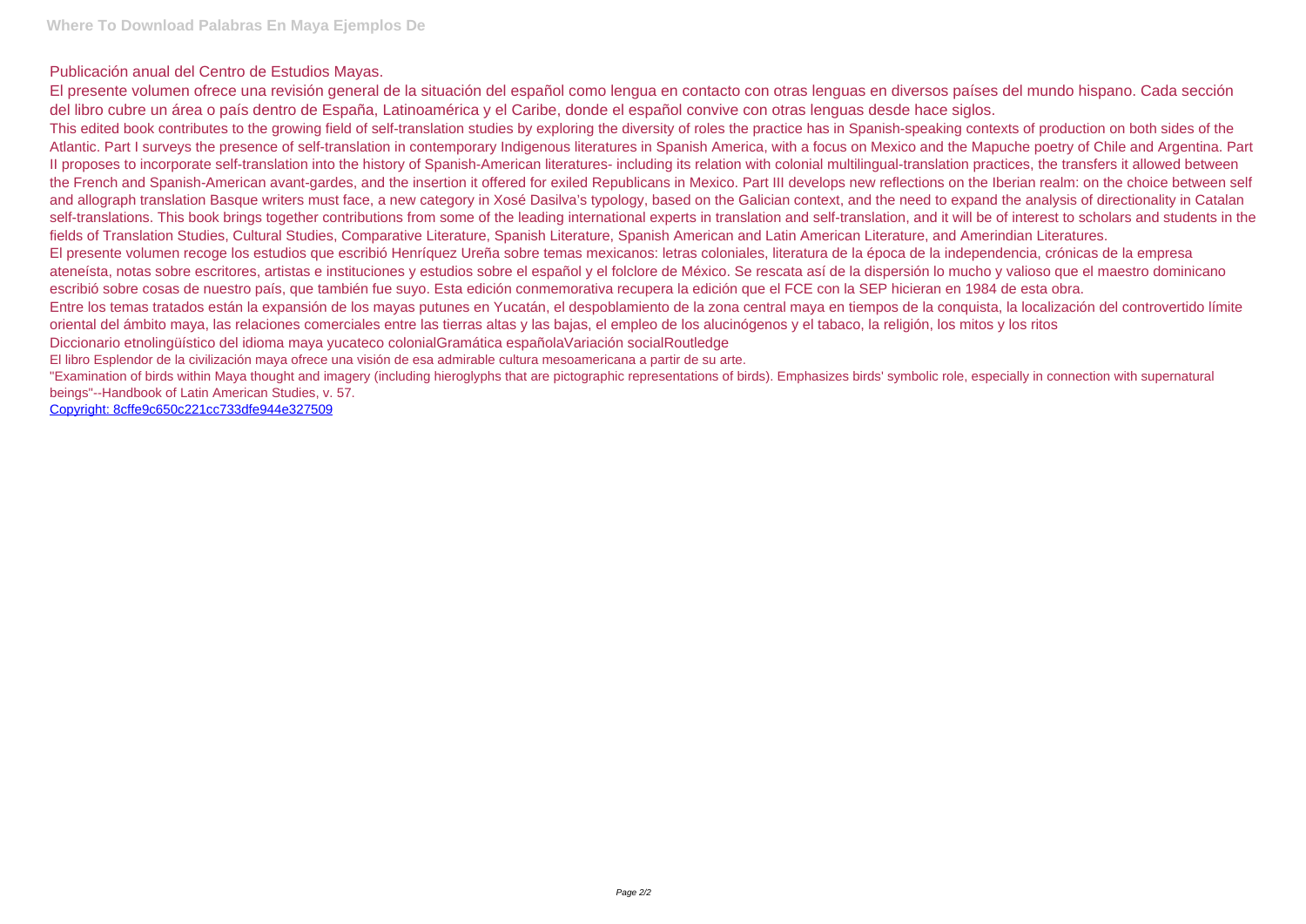Publicación anual del Centro de Estudios Mayas.

El presente volumen ofrece una revisión general de la situación del español como lengua en contacto con otras lenguas en diversos países del mundo hispano. Cada sección del libro cubre un área o país dentro de España, Latinoamérica y el Caribe, donde el español convive con otras lenguas desde hace siglos.

This edited book contributes to the growing field of self-translation studies by exploring the diversity of roles the practice has in Spanish-speaking contexts of production on both sides of the Atlantic. Part I surveys the presence of self-translation in contemporary Indigenous literatures in Spanish America, with a focus on Mexico and the Mapuche poetry of Chile and Argentina. Part II proposes to incorporate self-translation into the history of Spanish-American literatures- including its relation with colonial multilingual-translation practices, the transfers it allowed between the French and Spanish-American avant-gardes, and the insertion it offered for exiled Republicans in Mexico. Part III develops new reflections on the Iberian realm: on the choice between self and allograph translation Basque writers must face, a new category in Xosé Dasilva's typology, based on the Galician context, and the need to expand the analysis of directionality in Catalan self-translations. This book brings together contributions from some of the leading international experts in translation and self-translation, and it will be of interest to scholars and students in the fields of Translation Studies, Cultural Studies, Comparative Literature, Spanish Literature, Spanish American and Latin American Literature, and Amerindian Literatures.

El presente volumen recoge los estudios que escribió Henríquez Ureña sobre temas mexicanos: letras coloniales, literatura de la época de la independencia, crónicas de la empresa ateneísta, notas sobre escritores, artistas e instituciones y estudios sobre el español y el folclore de México. Se rescata así de la dispersión lo mucho y valioso que el maestro dominicano escribió sobre cosas de nuestro país, que también fue suyo. Esta edición conmemorativa recupera la edición que el FCE con la SEP hicieran en 1984 de esta obra.

Entre los temas tratados están la expansión de los mayas putunes en Yucatán, el despoblamiento de la zona central maya en tiempos de la conquista, la localización del controvertido límite oriental del ámbito maya, las relaciones comerciales entre las tierras altas y las bajas, el empleo de los alucinógenos y el tabaco, la religión, los mitos y los ritos

Diccionario etnolingüístico del idioma maya yucateco colonialGramática españolaVariación socialRoutledge

El libro Esplendor de la civilización maya ofrece una visión de esa admirable cultura mesoamericana a partir de su arte.

"Examination of birds within Maya thought and imagery (including hieroglyphs that are pictographic representations of birds). Emphasizes birds' symbolic role, especially in connection with supernatural beings"--Handbook of Latin American Studies, v. 57.

Copyright: 8cffe9c650c221cc733dfe944e327509